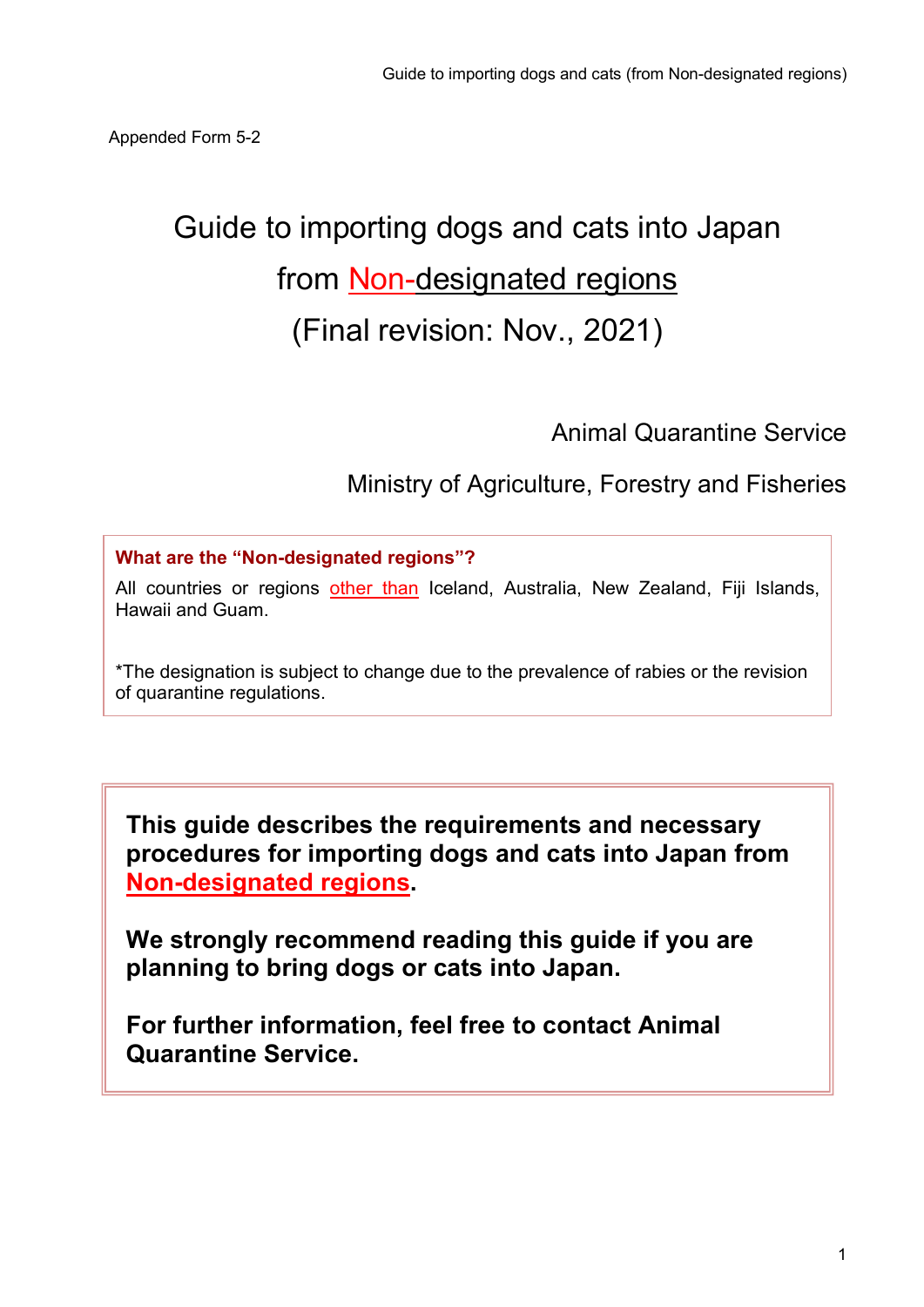Appended Form 5-2

# Guide to importing dogs and cats into Japan from Non-designated regions (Final revision: Nov., 2021)

Animal Quarantine Service

Ministry of Agriculture, Forestry and Fisheries

**What are the "Non-designated regions"?**

All countries or regions other than Iceland, Australia, New Zealand, Fiji Islands, Hawaii and Guam.

*The designation is subject to change due to the prevalence of rabies or the revision of quarantine regulations.

**This guide describes the requirements and necessary procedures for importing dogs and cats into Japan from Non-designated regions.**

**We strongly recommend reading this guide if you are planning to bring dogs or cats into Japan.**

**For further information, feel free to contact Animal Quarantine Service.**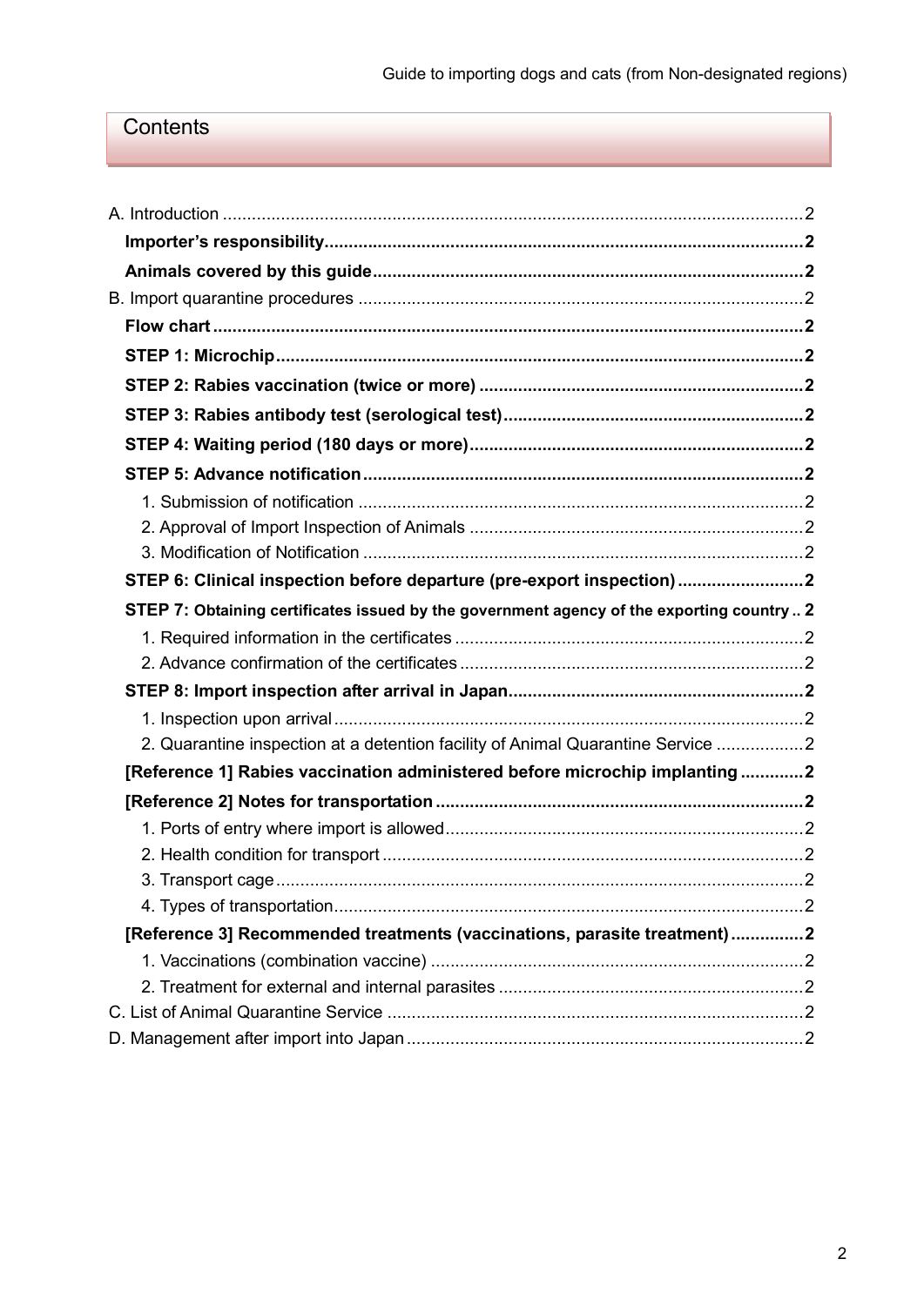## Contents

A. Introduction .......................................................................................................................2

**Importer's responsibility.................................................................................................2**

**Animals covered by this guide........................................................................................2**

B. Import quarantine procedures ...........................................................................................2

**Flow chart ........................................................................................................................2**

**STEP 1: Microchip...........................................................................................................2**

**STEP 2: Rabies vaccination (twice or more) ..................................................................2**

**STEP 3: Rabies antibody test (serological test)............................................................2**

**STEP 4: Waiting period (180 days or more)....................................................................2**

**STEP 5: Advance notification.........................................................................................2**

1. Submission of notification ...........................................................................................2

2. Approval of Import Inspection of Animals ....................................................................2

3. Modification of Notification ..........................................................................................2

**STEP 6: Clinical inspection before departure (pre-export inspection) .........................2**

**STEP 7: Obtaining certificates issued by the government agency of the exporting country .. 2**

1. Required information in the certificates .......................................................................2

2. Advance confirmation of the certificates ......................................................................2

**STEP 8: Import inspection after arrival in Japan............................................................2**

1. Inspection upon arrival ................................................................................................2

2. Quarantine inspection at a detention facility of Animal Quarantine Service .................2

**[Reference 1] Rabies vaccination administered before microchip implanting ............2**

**[Reference 2] Notes for transportation ...........................................................................2**

1. Ports of entry where import is allowed..........................................................................2

2. Health condition for transport ......................................................................................2

3. Transport cage............................................................................................................2

4. Types of transportation................................................................................................2

**[Reference 3] Recommended treatments (vaccinations, parasite treatment)...............2**

1. Vaccinations (combination vaccine) ............................................................................2

2. Treatment for external and internal parasites ..............................................................2

C. List of Animal Quarantine Service .....................................................................................2

D. Management after import into Japan..................................................................................2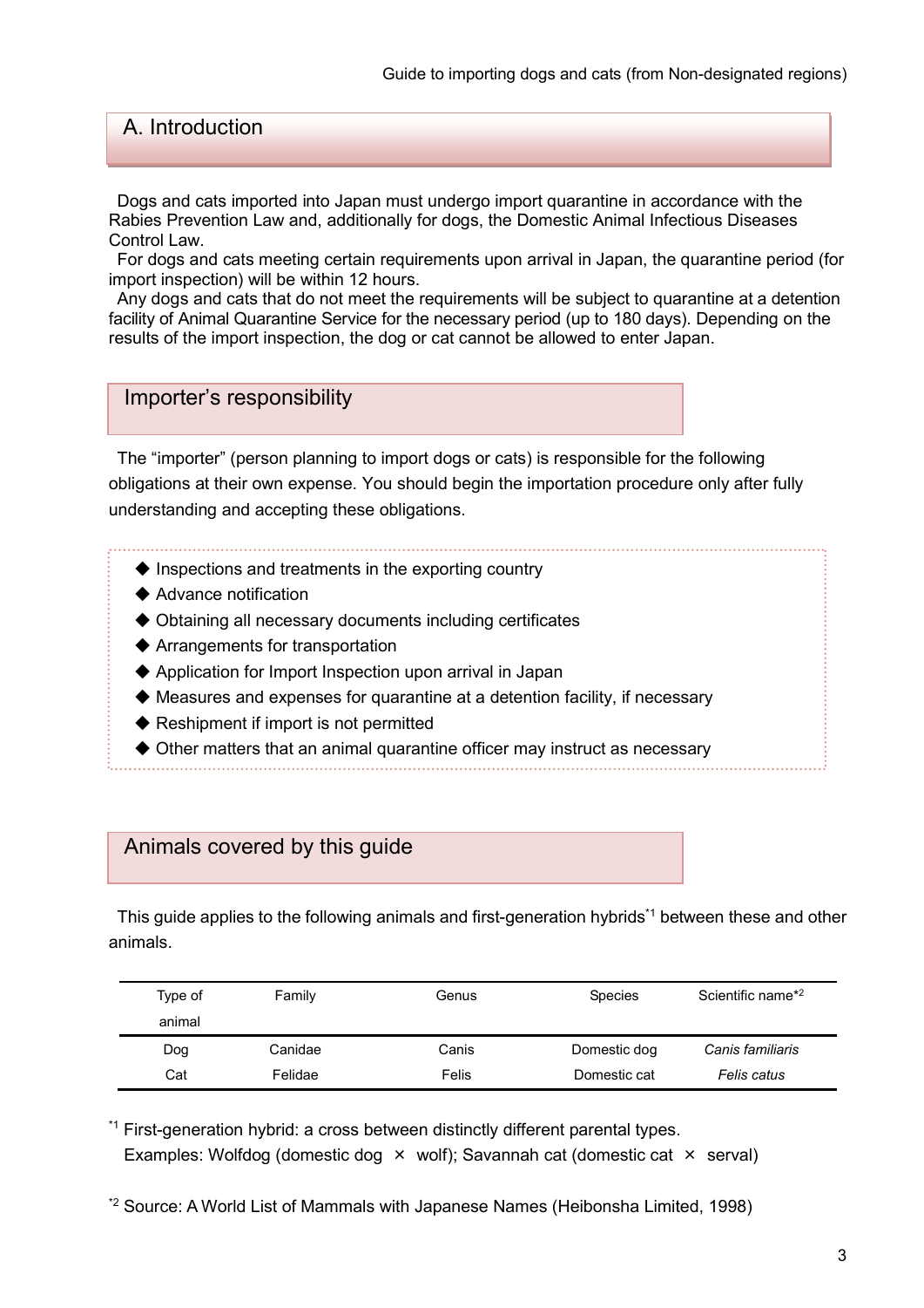## A. Introduction

Dogs and cats imported into Japan must undergo import quarantine in accordance with the Rabies Prevention Law and, additionally for dogs, the Domestic Animal Infectious Diseases Control Law.

For dogs and cats meeting certain requirements upon arrival in Japan, the quarantine period (for import inspection) will be within 12 hours.

Any dogs and cats that do not meet the requirements will be subject to quarantine at a detention facility of Animal Quarantine Service for the necessary period (up to 180 days). Depending on the results of the import inspection, the dog or cat cannot be allowed to enter Japan.

### Importer's responsibility

The "importer" (person planning to import dogs or cats) is responsible for the following obligations at their own expense. You should begin the importation procedure only after fully understanding and accepting these obligations.

- ◆ Inspections and treatments in the exporting country
- ◆ Advance notification
- ◆ Obtaining all necessary documents including certificates
- ◆ Arrangements for transportation
- ◆ Application for Import Inspection upon arrival in Japan
- ◆ Measures and expenses for quarantine at a detention facility, if necessary
- ◆ Reshipment if import is not permitted
- ◆ Other matters that an animal quarantine officer may instruct as necessary

### Animals covered by this guide

This guide applies to the following animals and first-generation hybrids[*1] between these and other animals.

| Type of animal | Family | Genus | Species | Scientific name[*2] |
|---|---|---|---|---|
| Dog | Canidae | Canis | Domestic dog | *Canis familiaris* |
| Cat | Felidae | Felis | Domestic cat | *Felis catus* |

[*1] First-generation hybrid: a cross between distinctly different parental types.
Examples: Wolfdog (domestic dog × wolf); Savannah cat (domestic cat × serval)

[*2] Source: A World List of Mammals with Japanese Names (Heibonsha Limited, 1998)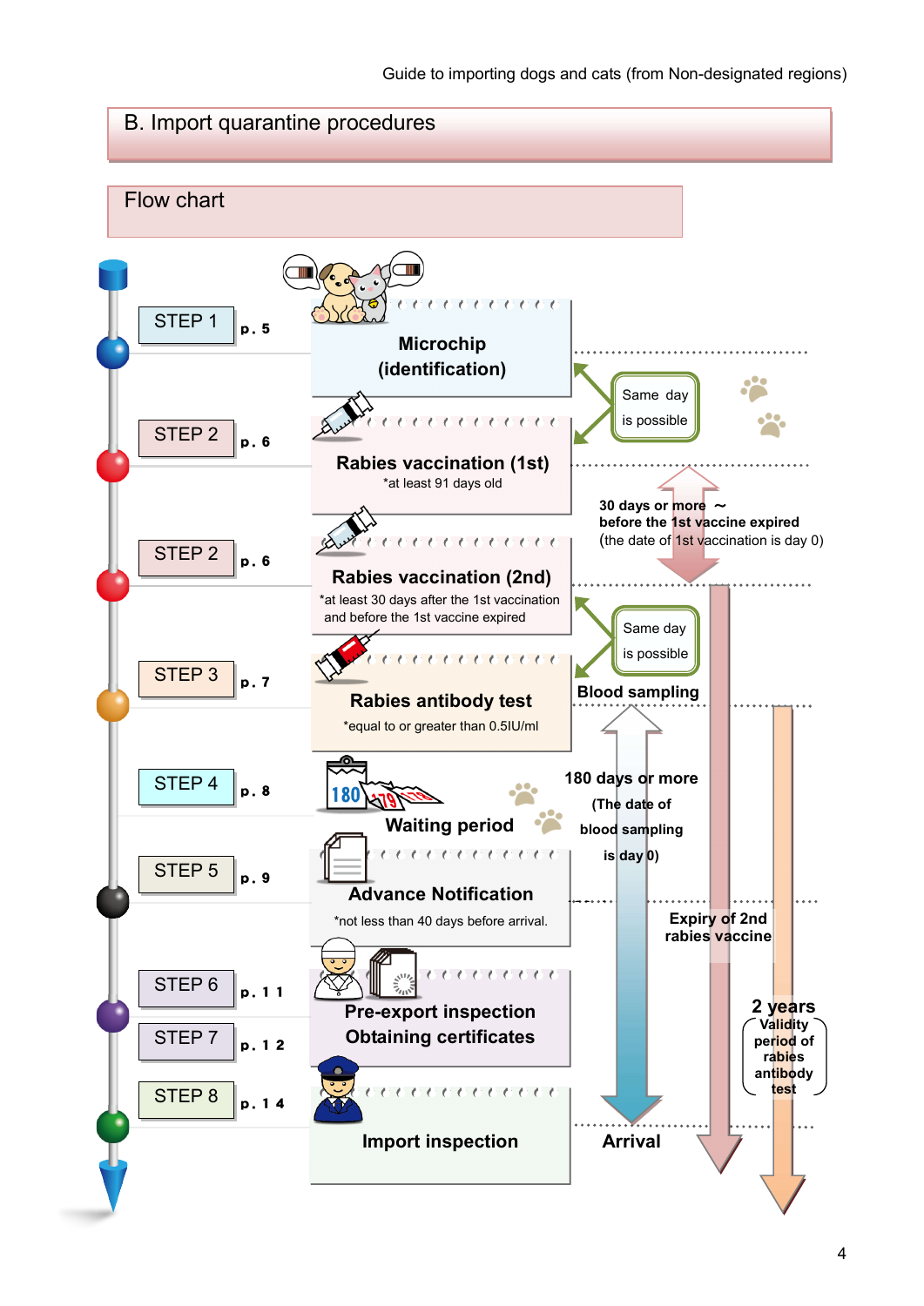## B. Import quarantine procedures

### Flow chart

| Step | Page | Procedure | Notes |
|---|---|---|---|
| STEP 1 | p. 5 | **Microchip (identification)** | Same day is possible |
| STEP 2 | p. 6 | **Rabies vaccination (1st)** *at least 91 days old | |
| STEP 2 | p. 6 | **Rabies vaccination (2nd)** *at least 30 days after the 1st vaccination and before the 1st vaccine expired | 30 days or more ～ before the 1st vaccine expired (the date of 1st vaccination is day 0) |
| STEP 3 | p. 7 | **Rabies antibody test** *equal to or greater than 0.5IU/ml | Same day is possible; Blood sampling |
| STEP 4 | p. 8 | **Waiting period** | 180 days or more (The date of blood sampling is day 0) |
| STEP 5 | p. 9 | **Advance Notification** *not less than 40 days before arrival. | Expiry of 2nd rabies vaccine |
| STEP 6 | p. 11 | **Pre-export inspection** | 2 years Validity period of rabies antibody test |
| STEP 7 | p. 12 | **Obtaining certificates** | |
| STEP 8 | p. 14 | **Import inspection** | Arrival |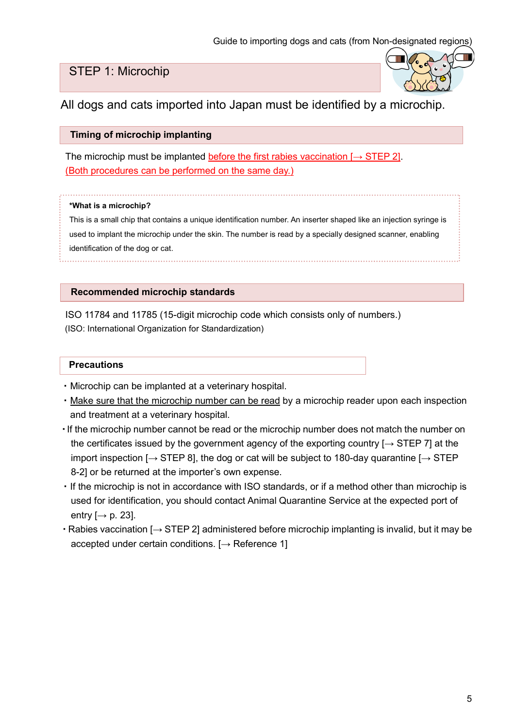# STEP 1: Microchip

All dogs and cats imported into Japan must be identified by a microchip.

## Timing of microchip implanting

The microchip must be implanted before the first rabies vaccination [→ STEP 2].
(Both procedures can be performed on the same day.)

> **\*What is a microchip?**
> This is a small chip that contains a unique identification number. An inserter shaped like an injection syringe is used to implant the microchip under the skin. The number is read by a specially designed scanner, enabling identification of the dog or cat.

## Recommended microchip standards

ISO 11784 and 11785 (15-digit microchip code which consists only of numbers.)
(ISO: International Organization for Standardization)

## Precautions

- Microchip can be implanted at a veterinary hospital.
- Make sure that the microchip number can be read by a microchip reader upon each inspection and treatment at a veterinary hospital.
- If the microchip number cannot be read or the microchip number does not match the number on the certificates issued by the government agency of the exporting country [→ STEP 7] at the import inspection [→ STEP 8], the dog or cat will be subject to 180-day quarantine [→ STEP 8-2] or be returned at the importer's own expense.
- If the microchip is not in accordance with ISO standards, or if a method other than microchip is used for identification, you should contact Animal Quarantine Service at the expected port of entry [→ p. 23].
- Rabies vaccination [→ STEP 2] administered before microchip implanting is invalid, but it may be accepted under certain conditions. [→ Reference 1]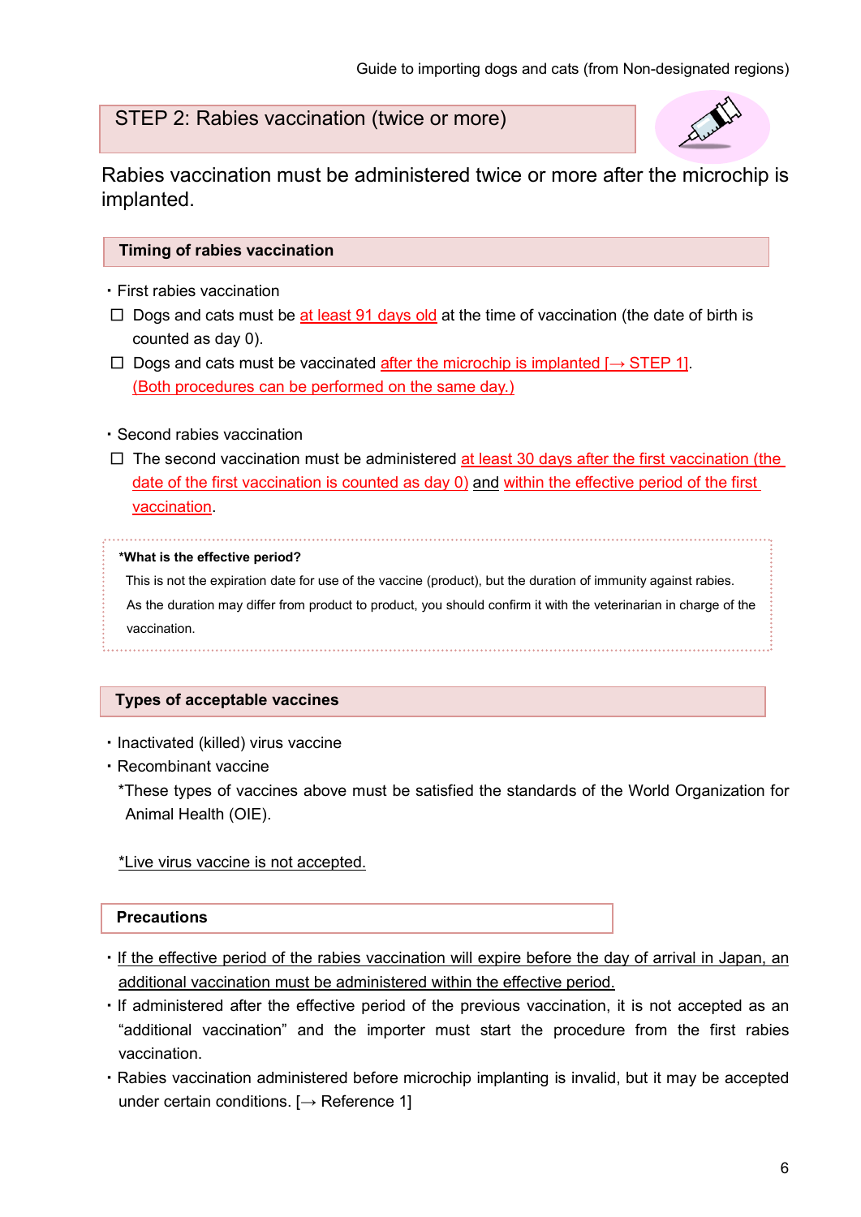## STEP 2: Rabies vaccination (twice or more)

Rabies vaccination must be administered twice or more after the microchip is implanted.

### Timing of rabies vaccination

・First rabies vaccination

- ☐ Dogs and cats must be at least 91 days old at the time of vaccination (the date of birth is counted as day 0).
- ☐ Dogs and cats must be vaccinated after the microchip is implanted [→ STEP 1]. (Both procedures can be performed on the same day.)

・Second rabies vaccination

- ☐ The second vaccination must be administered at least 30 days after the first vaccination (the date of the first vaccination is counted as day 0) and within the effective period of the first vaccination.

> **\*What is the effective period?**
> This is not the expiration date for use of the vaccine (product), but the duration of immunity against rabies.
> As the duration may differ from product to product, you should confirm it with the veterinarian in charge of the vaccination.

### Types of acceptable vaccines

・Inactivated (killed) virus vaccine
・Recombinant vaccine

*These types of vaccines above must be satisfied the standards of the World Organization for Animal Health (OIE).

*Live virus vaccine is not accepted.

### Precautions

・If the effective period of the rabies vaccination will expire before the day of arrival in Japan, an additional vaccination must be administered within the effective period.
・If administered after the effective period of the previous vaccination, it is not accepted as an "additional vaccination" and the importer must start the procedure from the first rabies vaccination.
・Rabies vaccination administered before microchip implanting is invalid, but it may be accepted under certain conditions. [→ Reference 1]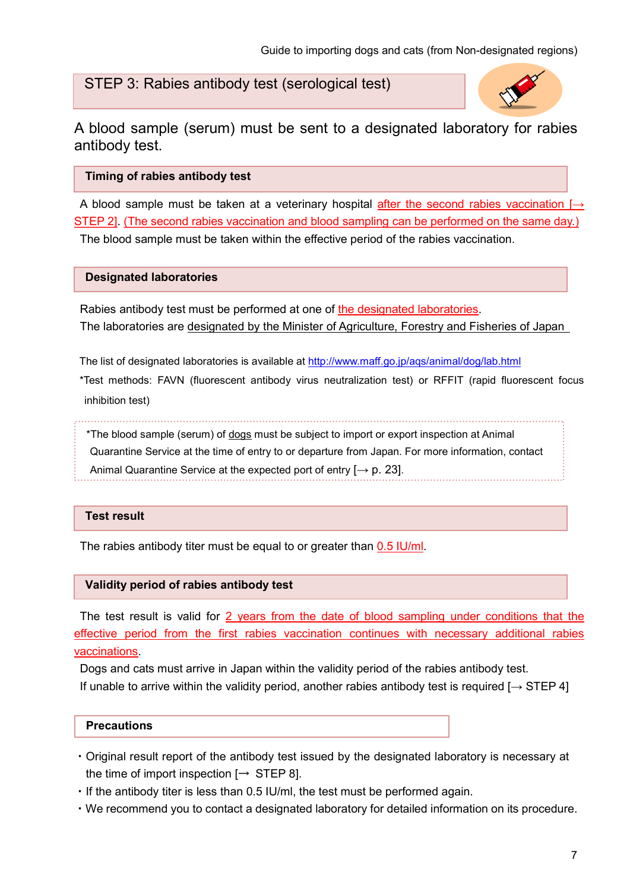## STEP 3: Rabies antibody test (serological test)

A blood sample (serum) must be sent to a designated laboratory for rabies antibody test.

### Timing of rabies antibody test

A blood sample must be taken at a veterinary hospital after the second rabies vaccination [→ STEP 2]. (The second rabies vaccination and blood sampling can be performed on the same day.)

The blood sample must be taken within the effective period of the rabies vaccination.

### Designated laboratories

Rabies antibody test must be performed at one of the designated laboratories.

The laboratories are designated by the Minister of Agriculture, Forestry and Fisheries of Japan

The list of designated laboratories is available at http://www.maff.go.jp/aqs/animal/dog/lab.html

*Test methods: FAVN (fluorescent antibody virus neutralization test) or RFFIT (rapid fluorescent focus inhibition test)

> *The blood sample (serum) of dogs must be subject to import or export inspection at Animal Quarantine Service at the time of entry to or departure from Japan. For more information, contact Animal Quarantine Service at the expected port of entry [→ p. 23].

### Test result

The rabies antibody titer must be equal to or greater than 0.5 IU/ml.

### Validity period of rabies antibody test

The test result is valid for 2 years from the date of blood sampling under conditions that the effective period from the first rabies vaccination continues with necessary additional rabies vaccinations.

Dogs and cats must arrive in Japan within the validity period of the rabies antibody test.

If unable to arrive within the validity period, another rabies antibody test is required [→ STEP 4]

### Precautions

- Original result report of the antibody test issued by the designated laboratory is necessary at the time of import inspection [→ STEP 8].
- If the antibody titer is less than 0.5 IU/ml, the test must be performed again.
- We recommend you to contact a designated laboratory for detailed information on its procedure.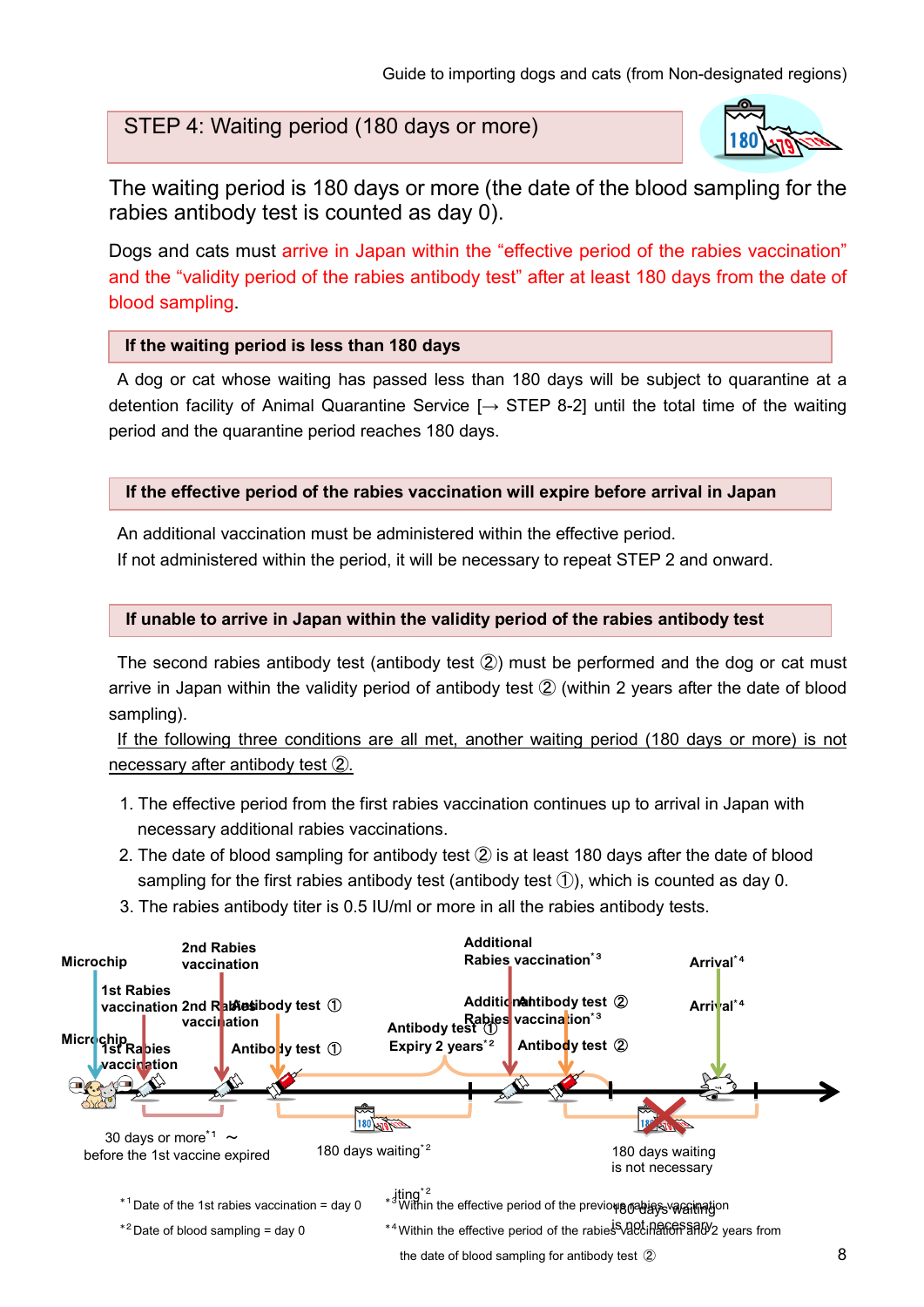## STEP 4: Waiting period (180 days or more)

The waiting period is 180 days or more (the date of the blood sampling for the rabies antibody test is counted as day 0).

Dogs and cats must arrive in Japan within the "effective period of the rabies vaccination" and the "validity period of the rabies antibody test" after at least 180 days from the date of blood sampling.

### If the waiting period is less than 180 days

A dog or cat whose waiting has passed less than 180 days will be subject to quarantine at a detention facility of Animal Quarantine Service [→ STEP 8-2] until the total time of the waiting period and the quarantine period reaches 180 days.

### If the effective period of the rabies vaccination will expire before arrival in Japan

An additional vaccination must be administered within the effective period.
If not administered within the period, it will be necessary to repeat STEP 2 and onward.

### If unable to arrive in Japan within the validity period of the rabies antibody test

The second rabies antibody test (antibody test ②) must be performed and the dog or cat must arrive in Japan within the validity period of antibody test ② (within 2 years after the date of blood sampling).

If the following three conditions are all met, another waiting period (180 days or more) is not necessary after antibody test ②.

1. The effective period from the first rabies vaccination continues up to arrival in Japan with necessary additional rabies vaccinations.
2. The date of blood sampling for antibody test ② is at least 180 days after the date of blood sampling for the first rabies antibody test (antibody test ①), which is counted as day 0.
3. The rabies antibody titer is 0.5 IU/ml or more in all the rabies antibody tests.

Microchip
1st Rabies vaccination
2nd Rabies vaccination
Antibody test ①
Antibody test Expiry 2 years[*2]
Additional Rabies vaccination[*3]
Antibody test ②
Arrival[*4]

30 days or more[*1] ~ before the 1st vaccine expired
180 days waiting[*2]
180 days waiting is not necessary

[*1] Date of the 1st rabies vaccination = day 0
[*2] Date of blood sampling = day 0
[*3] Within the effective period of the previous rabies vaccination
[*4] Within the effective period of the rabies vaccination and 2 years from the date of blood sampling for antibody test ②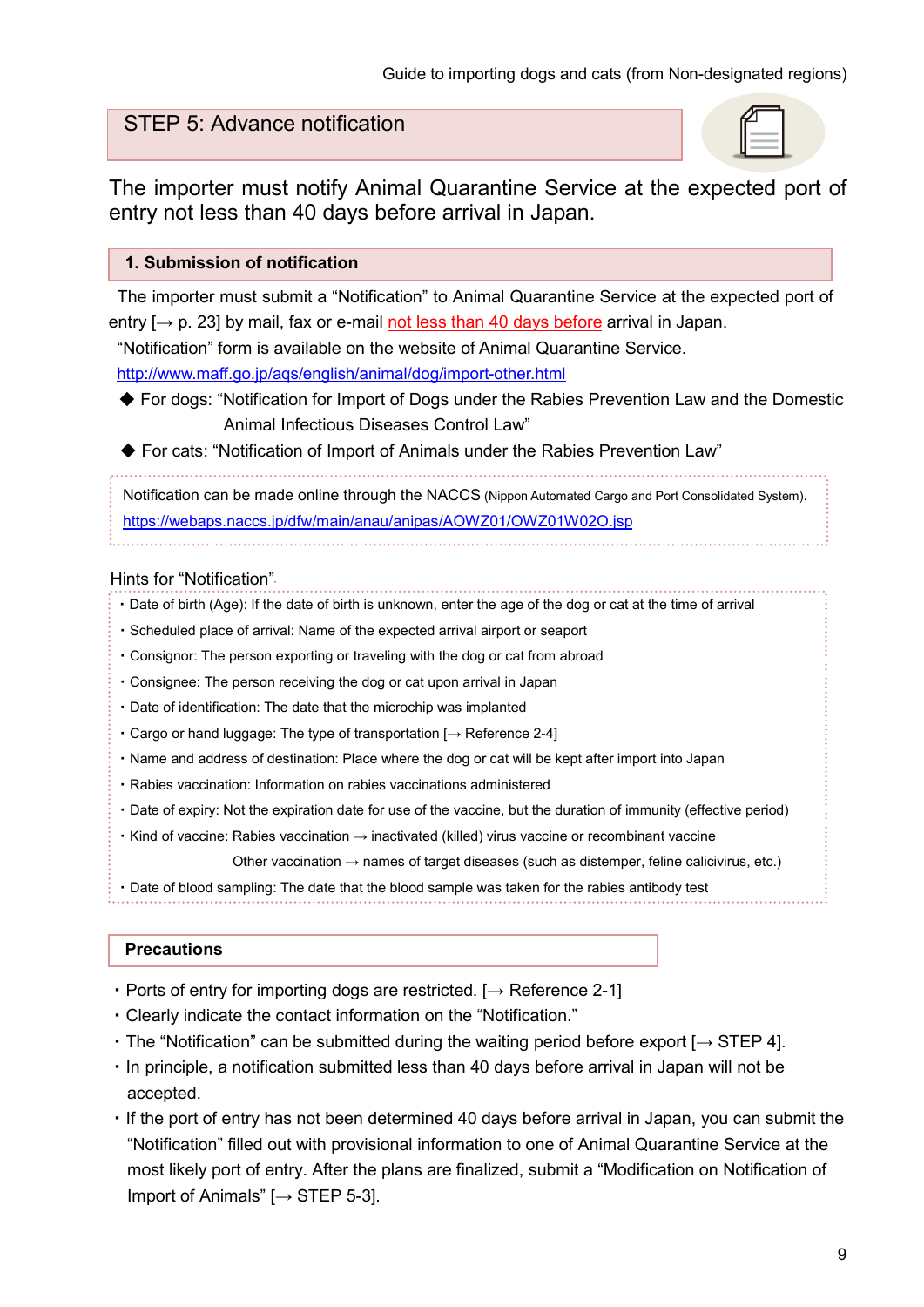## STEP 5: Advance notification

The importer must notify Animal Quarantine Service at the expected port of entry not less than 40 days before arrival in Japan.

### 1. Submission of notification

The importer must submit a “Notification” to Animal Quarantine Service at the expected port of entry [→ p. 23] by mail, fax or e-mail not less than 40 days before arrival in Japan.

“Notification” form is available on the website of Animal Quarantine Service.

http://www.maff.go.jp/aqs/english/animal/dog/import-other.html

- ◆ For dogs: “Notification for Import of Dogs under the Rabies Prevention Law and the Domestic Animal Infectious Diseases Control Law”
- ◆ For cats: “Notification of Import of Animals under the Rabies Prevention Law”

Notification can be made online through the NACCS (Nippon Automated Cargo and Port Consolidated System).
https://webaps.naccs.jp/dfw/main/anau/anipas/AOWZ01/OWZ01W02O.jsp

Hints for “Notification”

- Date of birth (Age): If the date of birth is unknown, enter the age of the dog or cat at the time of arrival
- Scheduled place of arrival: Name of the expected arrival airport or seaport
- Consignor: The person exporting or traveling with the dog or cat from abroad
- Consignee: The person receiving the dog or cat upon arrival in Japan
- Date of identification: The date that the microchip was implanted
- Cargo or hand luggage: The type of transportation [→ Reference 2-4]
- Name and address of destination: Place where the dog or cat will be kept after import into Japan
- Rabies vaccination: Information on rabies vaccinations administered
- Date of expiry: Not the expiration date for use of the vaccine, but the duration of immunity (effective period)
- Kind of vaccine: Rabies vaccination → inactivated (killed) virus vaccine or recombinant vaccine
  Other vaccination → names of target diseases (such as distemper, feline calicivirus, etc.)
- Date of blood sampling: The date that the blood sample was taken for the rabies antibody test

### Precautions

- Ports of entry for importing dogs are restricted. [→ Reference 2-1]
- Clearly indicate the contact information on the “Notification.”
- The “Notification” can be submitted during the waiting period before export [→ STEP 4].
- In principle, a notification submitted less than 40 days before arrival in Japan will not be accepted.
- If the port of entry has not been determined 40 days before arrival in Japan, you can submit the “Notification” filled out with provisional information to one of Animal Quarantine Service at the most likely port of entry. After the plans are finalized, submit a “Modification on Notification of Import of Animals” [→ STEP 5-3].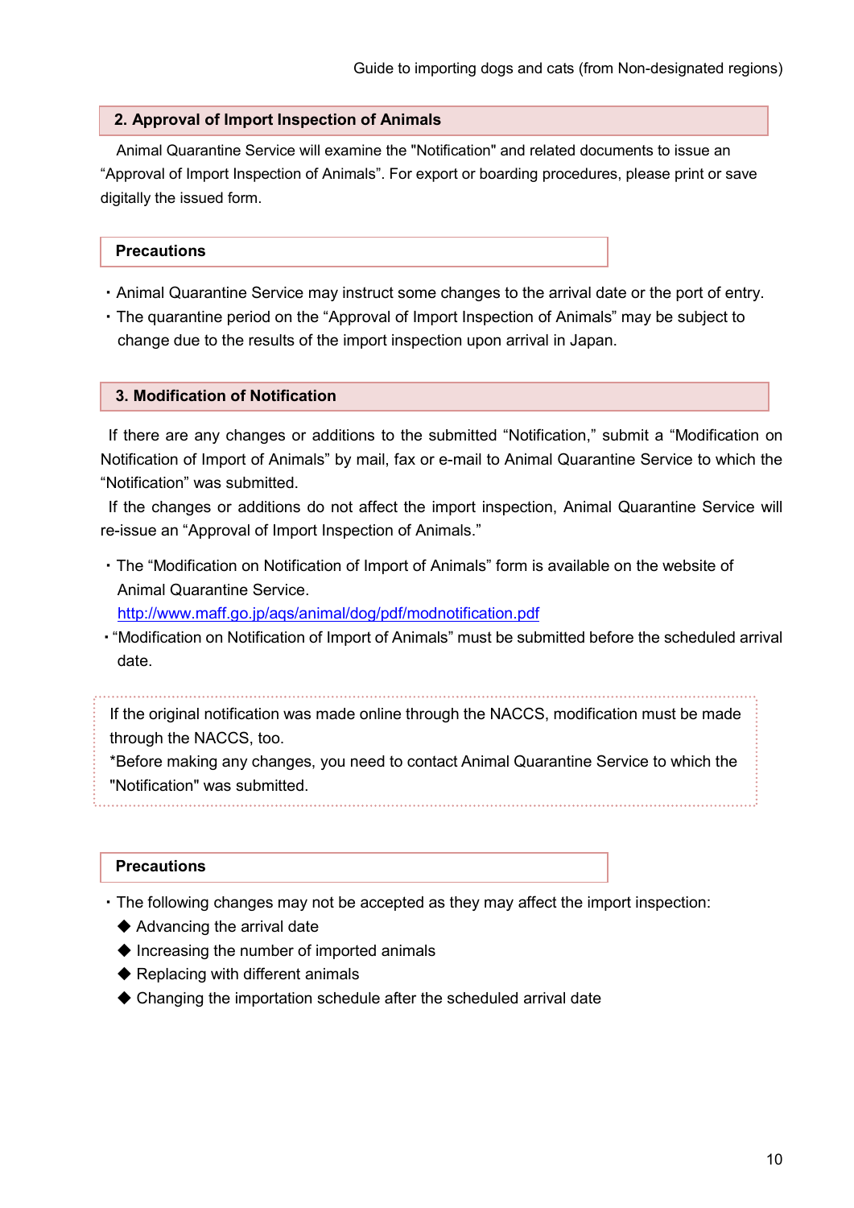## 2. Approval of Import Inspection of Animals

Animal Quarantine Service will examine the "Notification" and related documents to issue an "Approval of Import Inspection of Animals". For export or boarding procedures, please print or save digitally the issued form.

### Precautions

- Animal Quarantine Service may instruct some changes to the arrival date or the port of entry.
- The quarantine period on the "Approval of Import Inspection of Animals" may be subject to change due to the results of the import inspection upon arrival in Japan.

## 3. Modification of Notification

If there are any changes or additions to the submitted "Notification," submit a "Modification on Notification of Import of Animals" by mail, fax or e-mail to Animal Quarantine Service to which the "Notification" was submitted.

If the changes or additions do not affect the import inspection, Animal Quarantine Service will re-issue an "Approval of Import Inspection of Animals."

- The "Modification on Notification of Import of Animals" form is available on the website of Animal Quarantine Service.
  http://www.maff.go.jp/aqs/animal/dog/pdf/modnotification.pdf
- "Modification on Notification of Import of Animals" must be submitted before the scheduled arrival date.

If the original notification was made online through the NACCS, modification must be made through the NACCS, too.
*Before making any changes, you need to contact Animal Quarantine Service to which the "Notification" was submitted.

### Precautions

- The following changes may not be accepted as they may affect the import inspection:
  - ◆ Advancing the arrival date
  - ◆ Increasing the number of imported animals
  - ◆ Replacing with different animals
  - ◆ Changing the importation schedule after the scheduled arrival date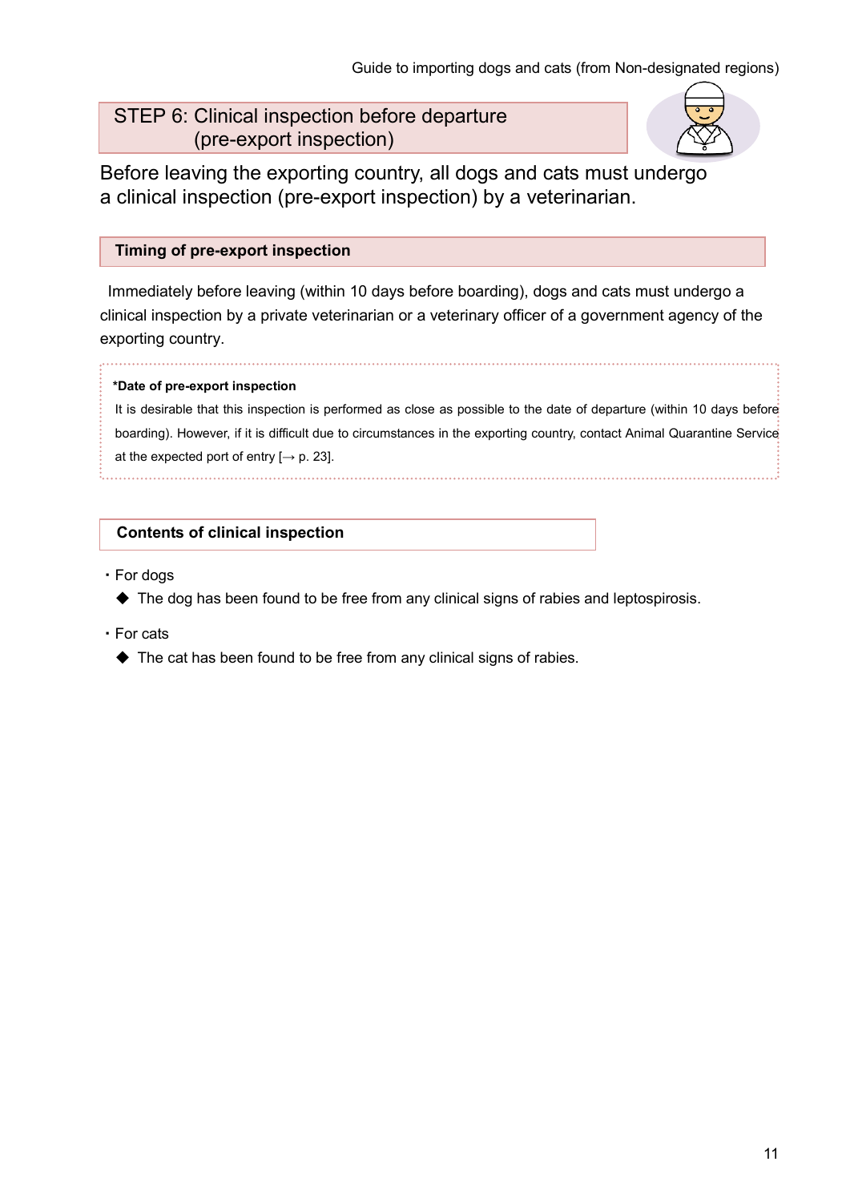## STEP 6: Clinical inspection before departure (pre-export inspection)

Before leaving the exporting country, all dogs and cats must undergo a clinical inspection (pre-export inspection) by a veterinarian.

### Timing of pre-export inspection

Immediately before leaving (within 10 days before boarding), dogs and cats must undergo a clinical inspection by a private veterinarian or a veterinary officer of a government agency of the exporting country.

> ***Date of pre-export inspection**
>
> It is desirable that this inspection is performed as close as possible to the date of departure (within 10 days before boarding). However, if it is difficult due to circumstances in the exporting country, contact Animal Quarantine Service at the expected port of entry [→ p. 23].

### Contents of clinical inspection

- For dogs
  - ◆ The dog has been found to be free from any clinical signs of rabies and leptospirosis.
- For cats
  - ◆ The cat has been found to be free from any clinical signs of rabies.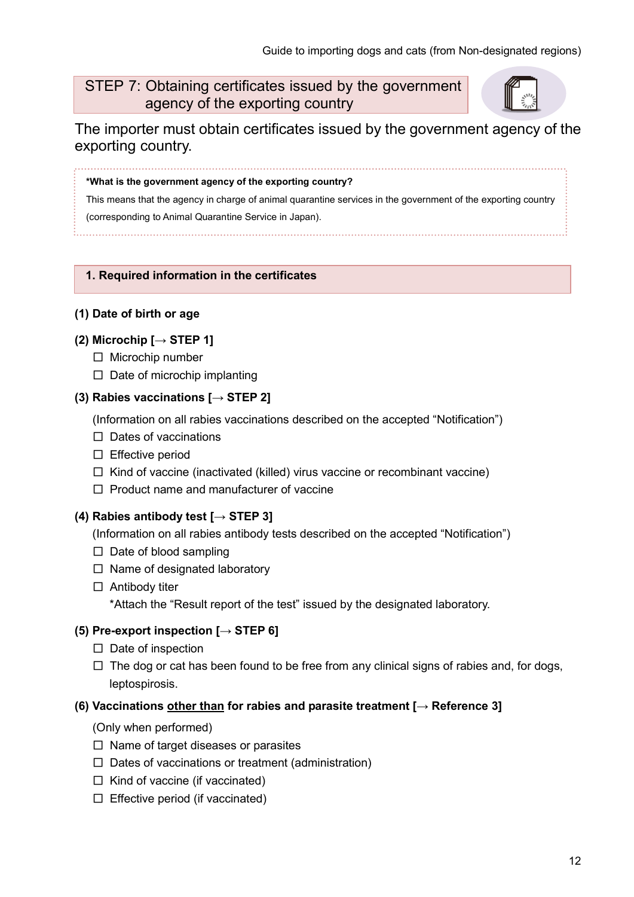## STEP 7: Obtaining certificates issued by the government agency of the exporting country

The importer must obtain certificates issued by the government agency of the exporting country.

**\*What is the government agency of the exporting country?**

This means that the agency in charge of animal quarantine services in the government of the exporting country (corresponding to Animal Quarantine Service in Japan).

### 1. Required information in the certificates

**(1) Date of birth or age**

**(2) Microchip [→ STEP 1]**

- ☐ Microchip number
- ☐ Date of microchip implanting

**(3) Rabies vaccinations [→ STEP 2]**

(Information on all rabies vaccinations described on the accepted “Notification”)

- ☐ Dates of vaccinations
- ☐ Effective period
- ☐ Kind of vaccine (inactivated (killed) virus vaccine or recombinant vaccine)
- ☐ Product name and manufacturer of vaccine

**(4) Rabies antibody test [→ STEP 3]**

(Information on all rabies antibody tests described on the accepted “Notification”)

- ☐ Date of blood sampling
- ☐ Name of designated laboratory
- ☐ Antibody titer
  *Attach the “Result report of the test” issued by the designated laboratory.

**(5) Pre-export inspection [→ STEP 6]**

- ☐ Date of inspection
- ☐ The dog or cat has been found to be free from any clinical signs of rabies and, for dogs, leptospirosis.

**(6) Vaccinations <u>other than</u> for rabies and parasite treatment [→ Reference 3]**

(Only when performed)

- ☐ Name of target diseases or parasites
- ☐ Dates of vaccinations or treatment (administration)
- ☐ Kind of vaccine (if vaccinated)
- ☐ Effective period (if vaccinated)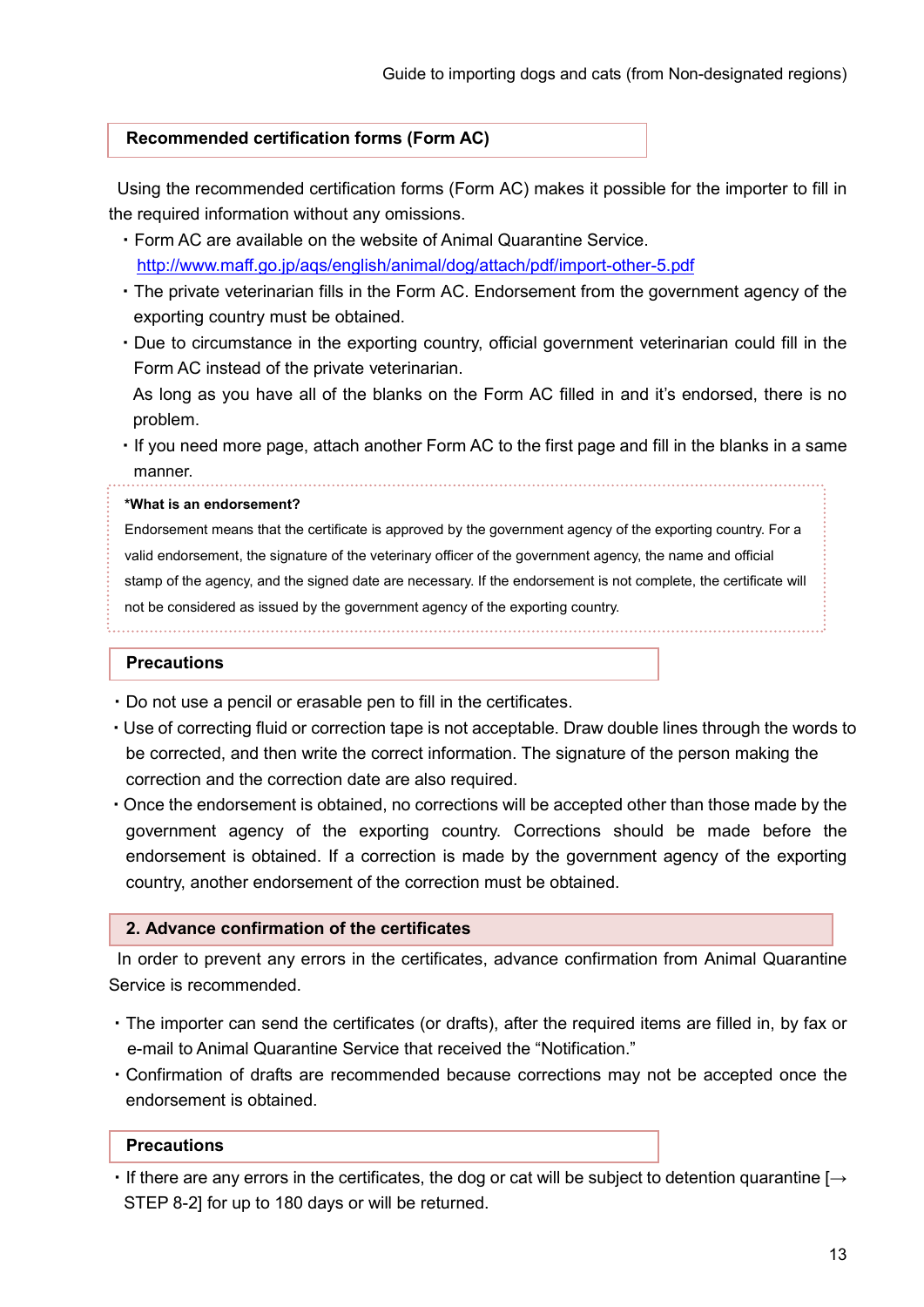### Recommended certification forms (Form AC)

Using the recommended certification forms (Form AC) makes it possible for the importer to fill in the required information without any omissions.

- Form AC are available on the website of Animal Quarantine Service.
  http://www.maff.go.jp/aqs/english/animal/dog/attach/pdf/import-other-5.pdf
- The private veterinarian fills in the Form AC. Endorsement from the government agency of the exporting country must be obtained.
- Due to circumstance in the exporting country, official government veterinarian could fill in the Form AC instead of the private veterinarian.
  As long as you have all of the blanks on the Form AC filled in and it's endorsed, there is no problem.
- If you need more page, attach another Form AC to the first page and fill in the blanks in a same manner.

**\*What is an endorsement?**

Endorsement means that the certificate is approved by the government agency of the exporting country. For a valid endorsement, the signature of the veterinary officer of the government agency, the name and official stamp of the agency, and the signed date are necessary. If the endorsement is not complete, the certificate will not be considered as issued by the government agency of the exporting country.

### Precautions

- Do not use a pencil or erasable pen to fill in the certificates.
- Use of correcting fluid or correction tape is not acceptable. Draw double lines through the words to be corrected, and then write the correct information. The signature of the person making the correction and the correction date are also required.
- Once the endorsement is obtained, no corrections will be accepted other than those made by the government agency of the exporting country. Corrections should be made before the endorsement is obtained. If a correction is made by the government agency of the exporting country, another endorsement of the correction must be obtained.

## 2. Advance confirmation of the certificates

In order to prevent any errors in the certificates, advance confirmation from Animal Quarantine Service is recommended.

- The importer can send the certificates (or drafts), after the required items are filled in, by fax or e-mail to Animal Quarantine Service that received the "Notification."
- Confirmation of drafts are recommended because corrections may not be accepted once the endorsement is obtained.

### Precautions

- If there are any errors in the certificates, the dog or cat will be subject to detention quarantine [→ STEP 8-2] for up to 180 days or will be returned.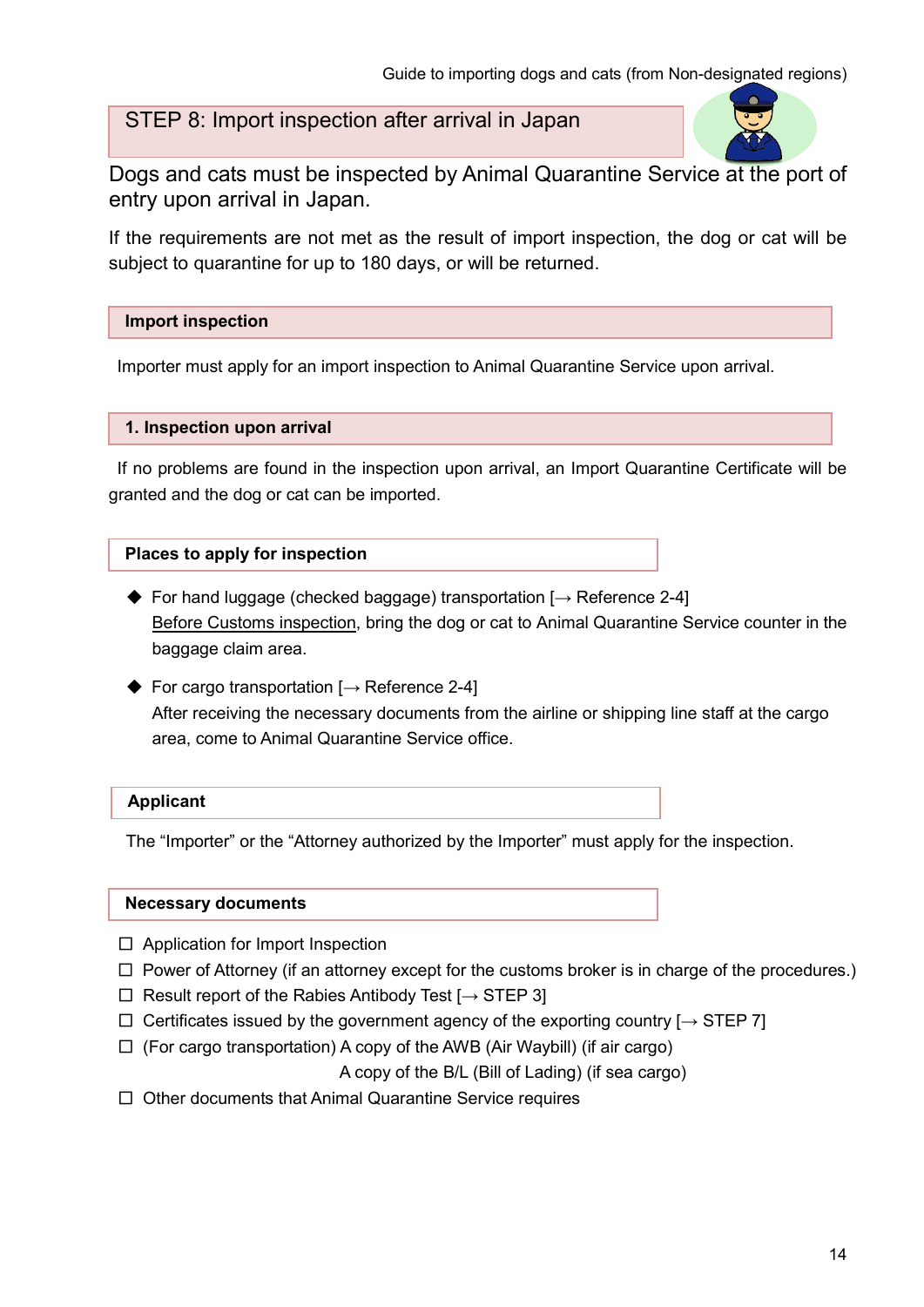## STEP 8: Import inspection after arrival in Japan

Dogs and cats must be inspected by Animal Quarantine Service at the port of entry upon arrival in Japan.

If the requirements are not met as the result of import inspection, the dog or cat will be subject to quarantine for up to 180 days, or will be returned.

### Import inspection

Importer must apply for an import inspection to Animal Quarantine Service upon arrival.

### 1. Inspection upon arrival

If no problems are found in the inspection upon arrival, an Import Quarantine Certificate will be granted and the dog or cat can be imported.

#### Places to apply for inspection

- For hand luggage (checked baggage) transportation [→ Reference 2-4]
  Before Customs inspection, bring the dog or cat to Animal Quarantine Service counter in the baggage claim area.
- For cargo transportation [→ Reference 2-4]
  After receiving the necessary documents from the airline or shipping line staff at the cargo area, come to Animal Quarantine Service office.

#### Applicant

The "Importer" or the "Attorney authorized by the Importer" must apply for the inspection.

#### Necessary documents

- ☐ Application for Import Inspection
- ☐ Power of Attorney (if an attorney except for the customs broker is in charge of the procedures.)
- ☐ Result report of the Rabies Antibody Test [→ STEP 3]
- ☐ Certificates issued by the government agency of the exporting country [→ STEP 7]
- ☐ (For cargo transportation) A copy of the AWB (Air Waybill) (if air cargo)
  A copy of the B/L (Bill of Lading) (if sea cargo)
- ☐ Other documents that Animal Quarantine Service requires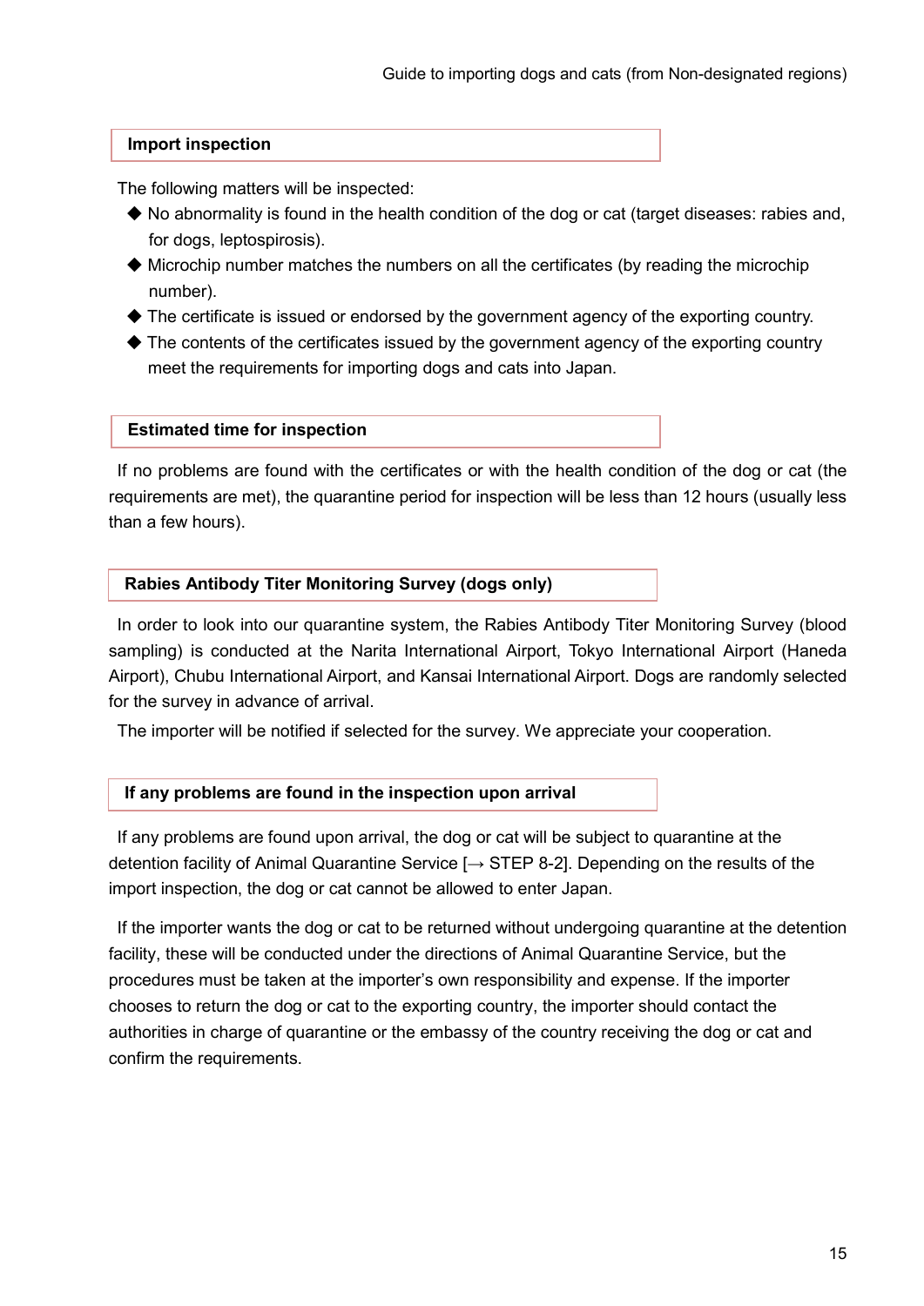## Import inspection

The following matters will be inspected:

- No abnormality is found in the health condition of the dog or cat (target diseases: rabies and, for dogs, leptospirosis).
- Microchip number matches the numbers on all the certificates (by reading the microchip number).
- The certificate is issued or endorsed by the government agency of the exporting country.
- The contents of the certificates issued by the government agency of the exporting country meet the requirements for importing dogs and cats into Japan.

## Estimated time for inspection

If no problems are found with the certificates or with the health condition of the dog or cat (the requirements are met), the quarantine period for inspection will be less than 12 hours (usually less than a few hours).

## Rabies Antibody Titer Monitoring Survey (dogs only)

In order to look into our quarantine system, the Rabies Antibody Titer Monitoring Survey (blood sampling) is conducted at the Narita International Airport, Tokyo International Airport (Haneda Airport), Chubu International Airport, and Kansai International Airport. Dogs are randomly selected for the survey in advance of arrival.

The importer will be notified if selected for the survey. We appreciate your cooperation.

## If any problems are found in the inspection upon arrival

If any problems are found upon arrival, the dog or cat will be subject to quarantine at the detention facility of Animal Quarantine Service [→ STEP 8-2]. Depending on the results of the import inspection, the dog or cat cannot be allowed to enter Japan.

If the importer wants the dog or cat to be returned without undergoing quarantine at the detention facility, these will be conducted under the directions of Animal Quarantine Service, but the procedures must be taken at the importer's own responsibility and expense. If the importer chooses to return the dog or cat to the exporting country, the importer should contact the authorities in charge of quarantine or the embassy of the country receiving the dog or cat and confirm the requirements.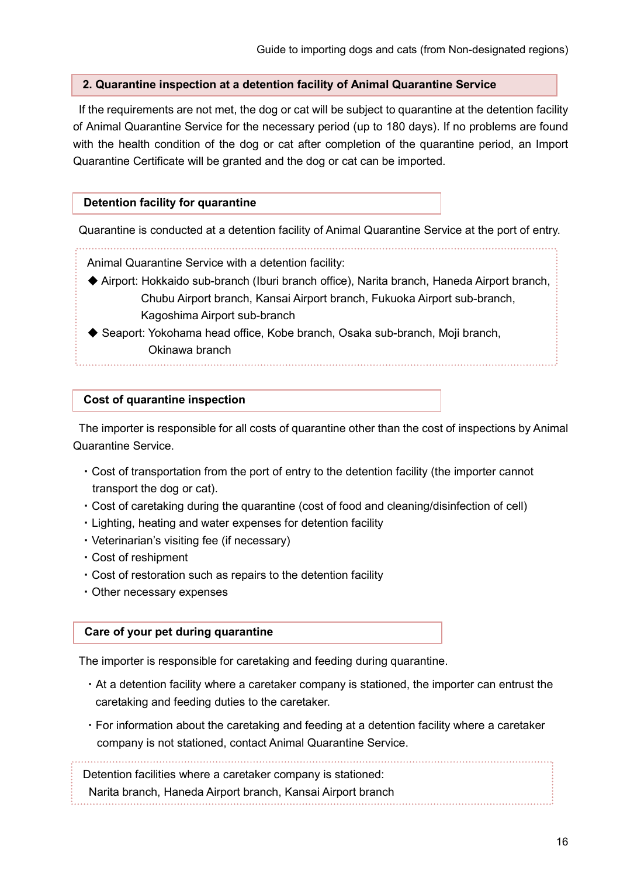## 2. Quarantine inspection at a detention facility of Animal Quarantine Service

If the requirements are not met, the dog or cat will be subject to quarantine at the detention facility of Animal Quarantine Service for the necessary period (up to 180 days). If no problems are found with the health condition of the dog or cat after completion of the quarantine period, an Import Quarantine Certificate will be granted and the dog or cat can be imported.

### Detention facility for quarantine

Quarantine is conducted at a detention facility of Animal Quarantine Service at the port of entry.

Animal Quarantine Service with a detention facility:

- ◆ Airport: Hokkaido sub-branch (Iburi branch office), Narita branch, Haneda Airport branch, Chubu Airport branch, Kansai Airport branch, Fukuoka Airport sub-branch, Kagoshima Airport sub-branch
- ◆ Seaport: Yokohama head office, Kobe branch, Osaka sub-branch, Moji branch, Okinawa branch

### Cost of quarantine inspection

The importer is responsible for all costs of quarantine other than the cost of inspections by Animal Quarantine Service.

- Cost of transportation from the port of entry to the detention facility (the importer cannot transport the dog or cat).
- Cost of caretaking during the quarantine (cost of food and cleaning/disinfection of cell)
- Lighting, heating and water expenses for detention facility
- Veterinarian's visiting fee (if necessary)
- Cost of reshipment
- Cost of restoration such as repairs to the detention facility
- Other necessary expenses

### Care of your pet during quarantine

The importer is responsible for caretaking and feeding during quarantine.

- At a detention facility where a caretaker company is stationed, the importer can entrust the caretaking and feeding duties to the caretaker.
- For information about the caretaking and feeding at a detention facility where a caretaker company is not stationed, contact Animal Quarantine Service.

Detention facilities where a caretaker company is stationed:
Narita branch, Haneda Airport branch, Kansai Airport branch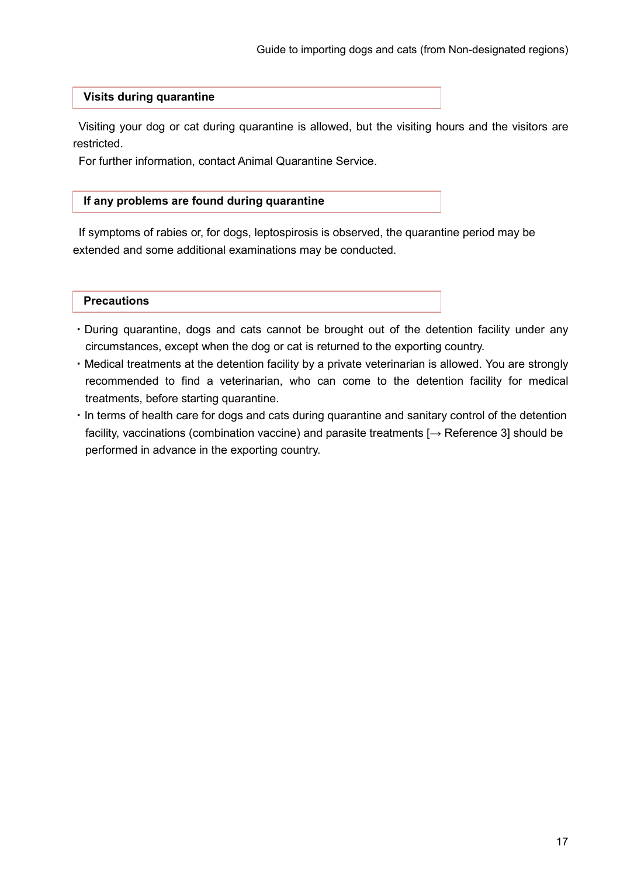## Visits during quarantine

Visiting your dog or cat during quarantine is allowed, but the visiting hours and the visitors are restricted.

For further information, contact Animal Quarantine Service.

## If any problems are found during quarantine

If symptoms of rabies or, for dogs, leptospirosis is observed, the quarantine period may be extended and some additional examinations may be conducted.

## Precautions

- During quarantine, dogs and cats cannot be brought out of the detention facility under any circumstances, except when the dog or cat is returned to the exporting country.
- Medical treatments at the detention facility by a private veterinarian is allowed. You are strongly recommended to find a veterinarian, who can come to the detention facility for medical treatments, before starting quarantine.
- In terms of health care for dogs and cats during quarantine and sanitary control of the detention facility, vaccinations (combination vaccine) and parasite treatments [→ Reference 3] should be performed in advance in the exporting country.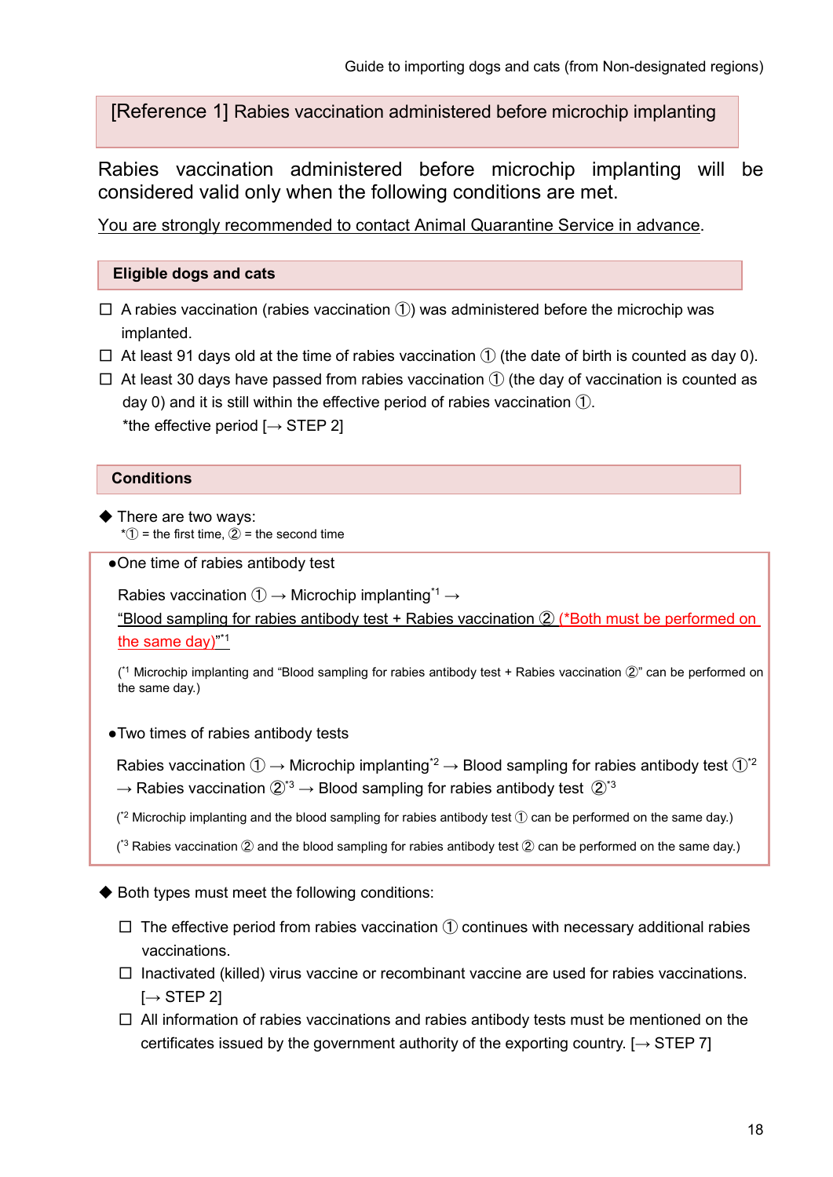## [Reference 1] Rabies vaccination administered before microchip implanting

Rabies vaccination administered before microchip implanting will be considered valid only when the following conditions are met.

You are strongly recommended to contact Animal Quarantine Service in advance.

### Eligible dogs and cats

- ☐ A rabies vaccination (rabies vaccination ①) was administered before the microchip was implanted.
- ☐ At least 91 days old at the time of rabies vaccination ① (the date of birth is counted as day 0).
- ☐ At least 30 days have passed from rabies vaccination ① (the day of vaccination is counted as day 0) and it is still within the effective period of rabies vaccination ①.
  *the effective period [→ STEP 2]

### Conditions

◆ There are two ways:
*① = the first time, ② = the second time

●One time of rabies antibody test

Rabies vaccination ① → Microchip implanting[*1] →
"Blood sampling for rabies antibody test + Rabies vaccination ② (*Both must be performed on the same day)"[*1]

([*1] Microchip implanting and "Blood sampling for rabies antibody test + Rabies vaccination ②" can be performed on the same day.)

●Two times of rabies antibody tests

Rabies vaccination ① → Microchip implanting[*2] → Blood sampling for rabies antibody test ①[*2] → Rabies vaccination ②[*3] → Blood sampling for rabies antibody test ②[*3]

([*2] Microchip implanting and the blood sampling for rabies antibody test ① can be performed on the same day.)

([*3] Rabies vaccination ② and the blood sampling for rabies antibody test ② can be performed on the same day.)

◆ Both types must meet the following conditions:

- ☐ The effective period from rabies vaccination ① continues with necessary additional rabies vaccinations.
- ☐ Inactivated (killed) virus vaccine or recombinant vaccine are used for rabies vaccinations. [→ STEP 2]
- ☐ All information of rabies vaccinations and rabies antibody tests must be mentioned on the certificates issued by the government authority of the exporting country. [→ STEP 7]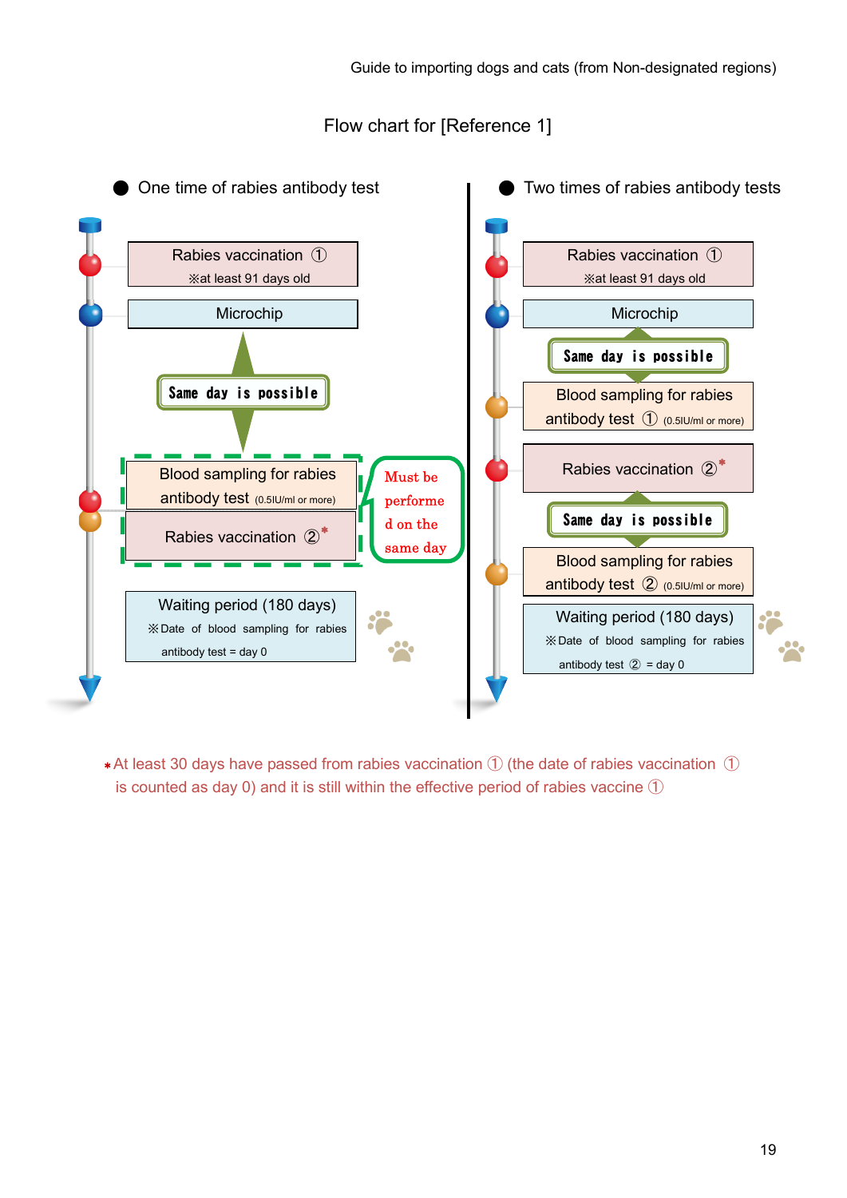# Flow chart for [Reference 1]

## ● One time of rabies antibody test

Rabies vaccination ①
※at least 91 days old

Microchip

Same day is possible

Blood sampling for rabies antibody test (0.5IU/ml or more)

Rabies vaccination ②*

Must be performed on the same day

Waiting period (180 days)
※Date of blood sampling for rabies antibody test = day 0

## ● Two times of rabies antibody tests

Rabies vaccination ①
※at least 91 days old

Microchip

Same day is possible

Blood sampling for rabies antibody test ① (0.5IU/ml or more)

Rabies vaccination ②*

Same day is possible

Blood sampling for rabies antibody test ② (0.5IU/ml or more)

Waiting period (180 days)
※Date of blood sampling for rabies antibody test ② = day 0

*At least 30 days have passed from rabies vaccination ① (the date of rabies vaccination ① is counted as day 0) and it is still within the effective period of rabies vaccine ①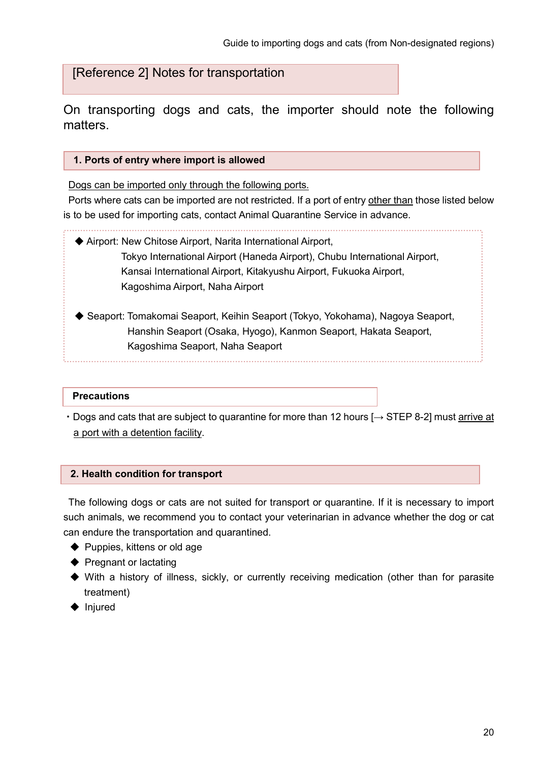## [Reference 2] Notes for transportation

On transporting dogs and cats, the importer should note the following matters.

### 1. Ports of entry where import is allowed

Dogs can be imported only through the following ports.

Ports where cats can be imported are not restricted. If a port of entry other than those listed below is to be used for importing cats, contact Animal Quarantine Service in advance.

- ◆ Airport: New Chitose Airport, Narita International Airport, Tokyo International Airport (Haneda Airport), Chubu International Airport, Kansai International Airport, Kitakyushu Airport, Fukuoka Airport, Kagoshima Airport, Naha Airport

- ◆ Seaport: Tomakomai Seaport, Keihin Seaport (Tokyo, Yokohama), Nagoya Seaport, Hanshin Seaport (Osaka, Hyogo), Kanmon Seaport, Hakata Seaport, Kagoshima Seaport, Naha Seaport

**Precautions**

・Dogs and cats that are subject to quarantine for more than 12 hours [→ STEP 8-2] must arrive at a port with a detention facility.

### 2. Health condition for transport

The following dogs or cats are not suited for transport or quarantine. If it is necessary to import such animals, we recommend you to contact your veterinarian in advance whether the dog or cat can endure the transportation and quarantined.

- ◆ Puppies, kittens or old age
- ◆ Pregnant or lactating
- ◆ With a history of illness, sickly, or currently receiving medication (other than for parasite treatment)
- ◆ Injured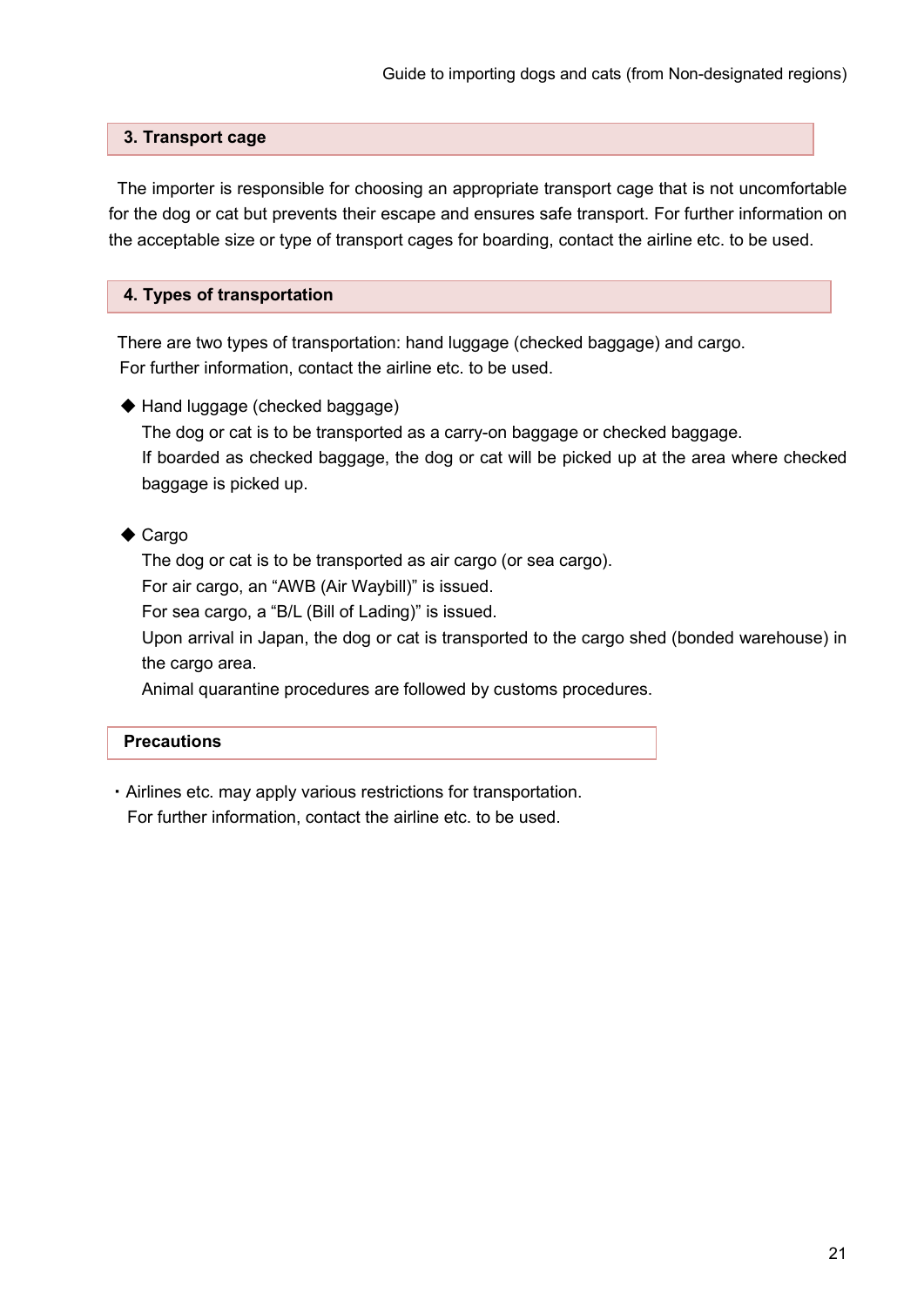## 3. Transport cage

The importer is responsible for choosing an appropriate transport cage that is not uncomfortable for the dog or cat but prevents their escape and ensures safe transport. For further information on the acceptable size or type of transport cages for boarding, contact the airline etc. to be used.

## 4. Types of transportation

There are two types of transportation: hand luggage (checked baggage) and cargo.
For further information, contact the airline etc. to be used.

◆ Hand luggage (checked baggage)
The dog or cat is to be transported as a carry-on baggage or checked baggage.
If boarded as checked baggage, the dog or cat will be picked up at the area where checked baggage is picked up.

◆ Cargo
The dog or cat is to be transported as air cargo (or sea cargo).
For air cargo, an "AWB (Air Waybill)" is issued.
For sea cargo, a "B/L (Bill of Lading)" is issued.
Upon arrival in Japan, the dog or cat is transported to the cargo shed (bonded warehouse) in the cargo area.
Animal quarantine procedures are followed by customs procedures.

### Precautions

・Airlines etc. may apply various restrictions for transportation.
For further information, contact the airline etc. to be used.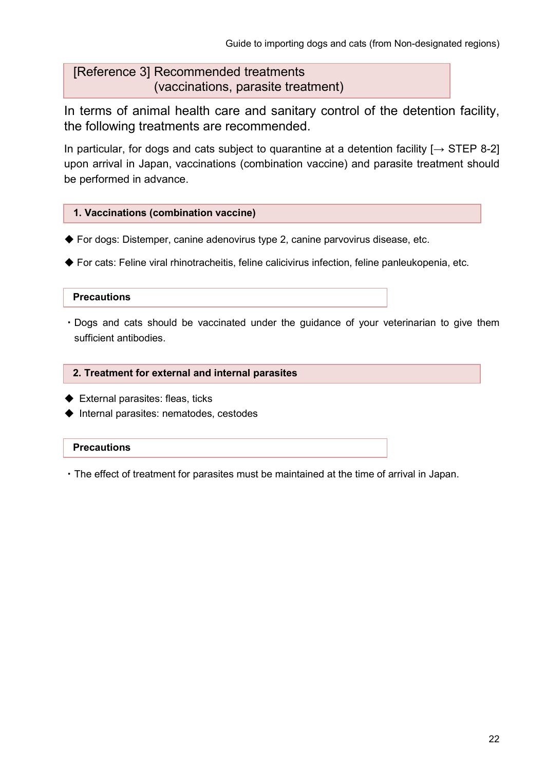## [Reference 3] Recommended treatments (vaccinations, parasite treatment)

In terms of animal health care and sanitary control of the detention facility, the following treatments are recommended.

In particular, for dogs and cats subject to quarantine at a detention facility [→ STEP 8-2] upon arrival in Japan, vaccinations (combination vaccine) and parasite treatment should be performed in advance.

### 1. Vaccinations (combination vaccine)

◆ For dogs: Distemper, canine adenovirus type 2, canine parvovirus disease, etc.

◆ For cats: Feline viral rhinotracheitis, feline calicivirus infection, feline panleukopenia, etc.

**Precautions**

・Dogs and cats should be vaccinated under the guidance of your veterinarian to give them sufficient antibodies.

### 2. Treatment for external and internal parasites

◆ External parasites: fleas, ticks
◆ Internal parasites: nematodes, cestodes

**Precautions**

・The effect of treatment for parasites must be maintained at the time of arrival in Japan.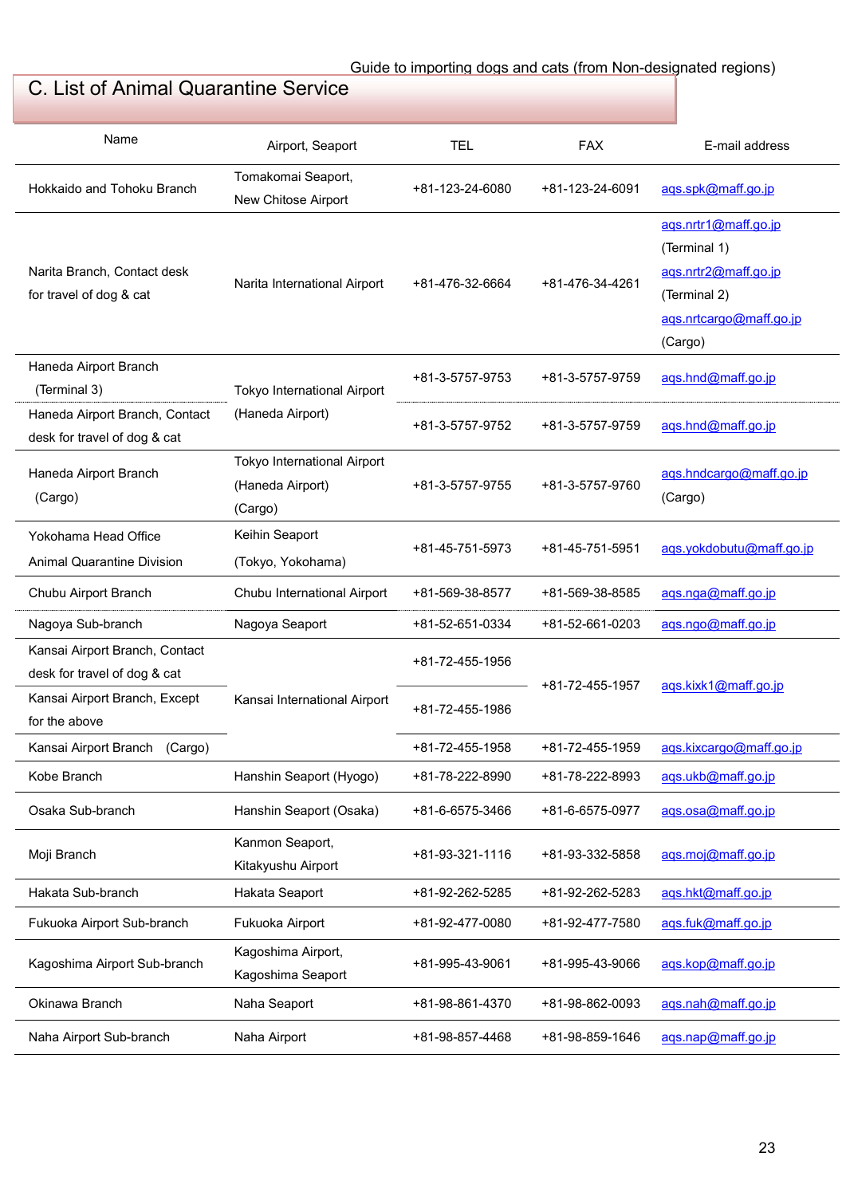## C. List of Animal Quarantine Service

| Name | Airport, Seaport | TEL | FAX | E-mail address |
|---|---|---|---|---|
| Hokkaido and Tohoku Branch | Tomakomai Seaport, New Chitose Airport | +81-123-24-6080 | +81-123-24-6091 | aqs.spk@maff.go.jp |
| Narita Branch, Contact desk for travel of dog & cat | Narita International Airport | +81-476-32-6664 | +81-476-34-4261 | aqs.nrtr1@maff.go.jp (Terminal 1) aqs.nrtr2@maff.go.jp (Terminal 2) aqs.nrtcargo@maff.go.jp (Cargo) |
| Haneda Airport Branch (Terminal 3) | Tokyo International Airport (Haneda Airport) | +81-3-5757-9753 | +81-3-5757-9759 | aqs.hnd@maff.go.jp |
| Haneda Airport Branch, Contact desk for travel of dog & cat | Tokyo International Airport (Haneda Airport) | +81-3-5757-9752 | +81-3-5757-9759 | aqs.hnd@maff.go.jp |
| Haneda Airport Branch (Cargo) | Tokyo International Airport (Haneda Airport) (Cargo) | +81-3-5757-9755 | +81-3-5757-9760 | aqs.hndcargo@maff.go.jp (Cargo) |
| Yokohama Head Office Animal Quarantine Division | Keihin Seaport (Tokyo, Yokohama) | +81-45-751-5973 | +81-45-751-5951 | aqs.yokdobutu@maff.go.jp |
| Chubu Airport Branch | Chubu International Airport | +81-569-38-8577 | +81-569-38-8585 | aqs.nga@maff.go.jp |
| Nagoya Sub-branch | Nagoya Seaport | +81-52-651-0334 | +81-52-661-0203 | aqs.ngo@maff.go.jp |
| Kansai Airport Branch, Contact desk for travel of dog & cat | Kansai International Airport | +81-72-455-1956 | +81-72-455-1957 | aqs.kixk1@maff.go.jp |
| Kansai Airport Branch, Except for the above | Kansai International Airport | +81-72-455-1986 | +81-72-455-1957 | aqs.kixk1@maff.go.jp |
| Kansai Airport Branch (Cargo) | Kansai International Airport | +81-72-455-1958 | +81-72-455-1959 | aqs.kixcargo@maff.go.jp |
| Kobe Branch | Hanshin Seaport (Hyogo) | +81-78-222-8990 | +81-78-222-8993 | aqs.ukb@maff.go.jp |
| Osaka Sub-branch | Hanshin Seaport (Osaka) | +81-6-6575-3466 | +81-6-6575-0977 | aqs.osa@maff.go.jp |
| Moji Branch | Kanmon Seaport, Kitakyushu Airport | +81-93-321-1116 | +81-93-332-5858 | aqs.moj@maff.go.jp |
| Hakata Sub-branch | Hakata Seaport | +81-92-262-5285 | +81-92-262-5283 | aqs.hkt@maff.go.jp |
| Fukuoka Airport Sub-branch | Fukuoka Airport | +81-92-477-0080 | +81-92-477-7580 | aqs.fuk@maff.go.jp |
| Kagoshima Airport Sub-branch | Kagoshima Airport, Kagoshima Seaport | +81-995-43-9061 | +81-995-43-9066 | aqs.kop@maff.go.jp |
| Okinawa Branch | Naha Seaport | +81-98-861-4370 | +81-98-862-0093 | aqs.nah@maff.go.jp |
| Naha Airport Sub-branch | Naha Airport | +81-98-857-4468 | +81-98-859-1646 | aqs.nap@maff.go.jp |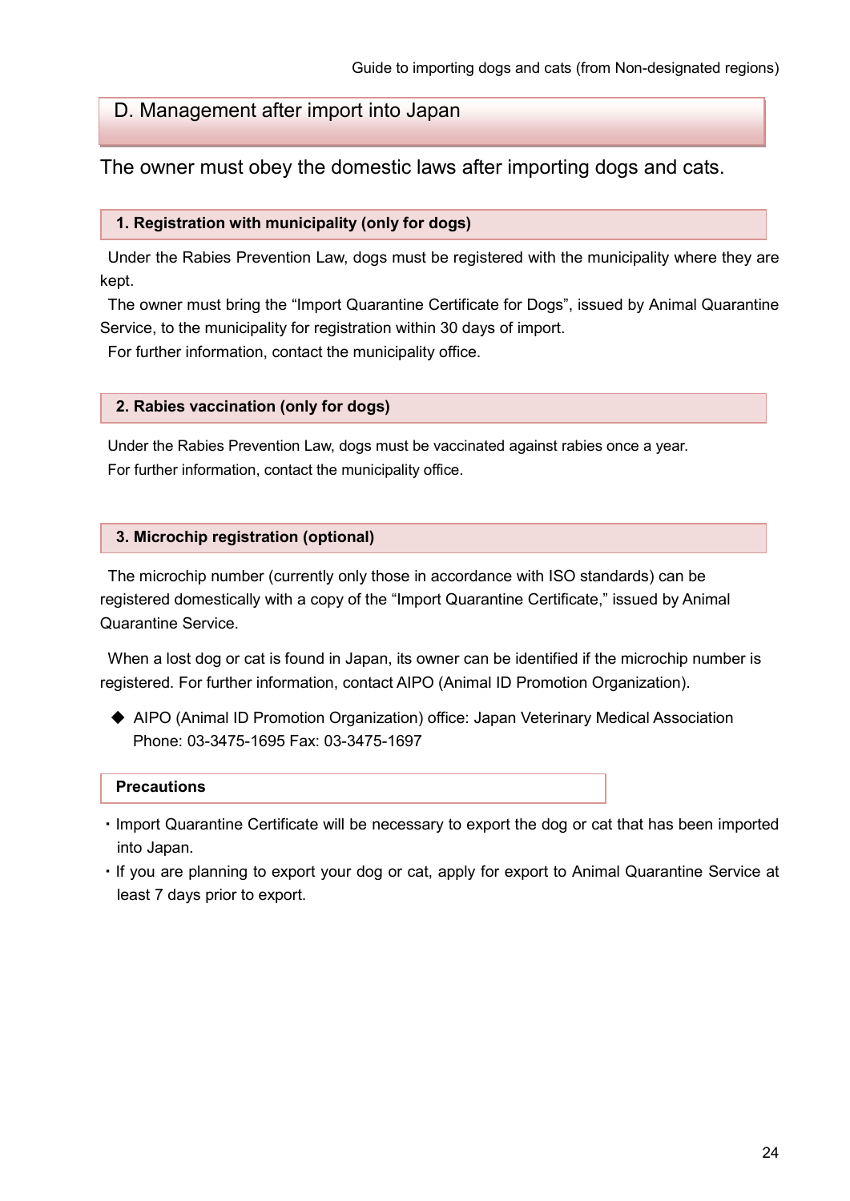## D. Management after import into Japan

The owner must obey the domestic laws after importing dogs and cats.

### 1. Registration with municipality (only for dogs)

Under the Rabies Prevention Law, dogs must be registered with the municipality where they are kept.

The owner must bring the “Import Quarantine Certificate for Dogs”, issued by Animal Quarantine Service, to the municipality for registration within 30 days of import.

For further information, contact the municipality office.

### 2. Rabies vaccination (only for dogs)

Under the Rabies Prevention Law, dogs must be vaccinated against rabies once a year.

For further information, contact the municipality office.

### 3. Microchip registration (optional)

The microchip number (currently only those in accordance with ISO standards) can be registered domestically with a copy of the “Import Quarantine Certificate,” issued by Animal Quarantine Service.

When a lost dog or cat is found in Japan, its owner can be identified if the microchip number is registered. For further information, contact AIPO (Animal ID Promotion Organization).

- ◆ AIPO (Animal ID Promotion Organization) office: Japan Veterinary Medical Association
  Phone: 03-3475-1695 Fax: 03-3475-1697

### Precautions

- Import Quarantine Certificate will be necessary to export the dog or cat that has been imported into Japan.
- If you are planning to export your dog or cat, apply for export to Animal Quarantine Service at least 7 days prior to export.